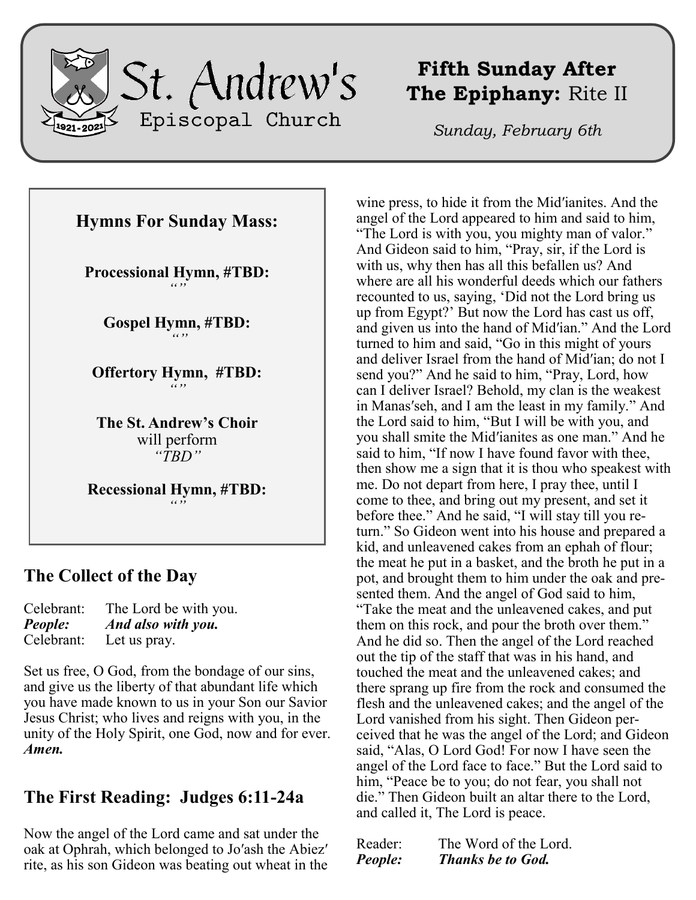# St. Andrew's Episcopal Church

1921-2021

## Fifth Sunday After The Epiphany: Rite II

*Sunday, February 6th*

**Hymns For Sunday Mass:**

**Processional Hymn, #TBD:**
*""*

**Gospel Hymn, #TBD:**
*""*

**Offertory Hymn, #TBD:**
*""*

**The St. Andrew's Choir**
will perform
*"TBD"*

**Recessional Hymn, #TBD:**
*""*

## The Collect of the Day

Celebrant: The Lord be with you.
***People: And also with you.***
Celebrant: Let us pray.

Set us free, O God, from the bondage of our sins, and give us the liberty of that abundant life which you have made known to us in your Son our Savior Jesus Christ; who lives and reigns with you, in the unity of the Holy Spirit, one God, now and for ever. ***Amen.***

## The First Reading: Judges 6:11-24a

Now the angel of the Lord came and sat under the oak at Ophrah, which belonged to Jo′ash the Abiez′rite, as his son Gideon was beating out wheat in the wine press, to hide it from the Mid′ianites. And the angel of the Lord appeared to him and said to him, "The Lord is with you, you mighty man of valor." And Gideon said to him, "Pray, sir, if the Lord is with us, why then has all this befallen us? And where are all his wonderful deeds which our fathers recounted to us, saying, 'Did not the Lord bring us up from Egypt?' But now the Lord has cast us off, and given us into the hand of Mid′ian." And the Lord turned to him and said, "Go in this might of yours and deliver Israel from the hand of Mid′ian; do not I send you?" And he said to him, "Pray, Lord, how can I deliver Israel? Behold, my clan is the weakest in Manas′seh, and I am the least in my family." And the Lord said to him, "But I will be with you, and you shall smite the Mid′ianites as one man." And he said to him, "If now I have found favor with thee, then show me a sign that it is thou who speakest with me. Do not depart from here, I pray thee, until I come to thee, and bring out my present, and set it before thee." And he said, "I will stay till you return." So Gideon went into his house and prepared a kid, and unleavened cakes from an ephah of flour; the meat he put in a basket, and the broth he put in a pot, and brought them to him under the oak and presented them. And the angel of God said to him, "Take the meat and the unleavened cakes, and put them on this rock, and pour the broth over them." And he did so. Then the angel of the Lord reached out the tip of the staff that was in his hand, and touched the meat and the unleavened cakes; and there sprang up fire from the rock and consumed the flesh and the unleavened cakes; and the angel of the Lord vanished from his sight. Then Gideon perceived that he was the angel of the Lord; and Gideon said, "Alas, O Lord God! For now I have seen the angel of the Lord face to face." But the Lord said to him, "Peace be to you; do not fear, you shall not die." Then Gideon built an altar there to the Lord, and called it, The Lord is peace.

Reader: The Word of the Lord.
***People: Thanks be to God.***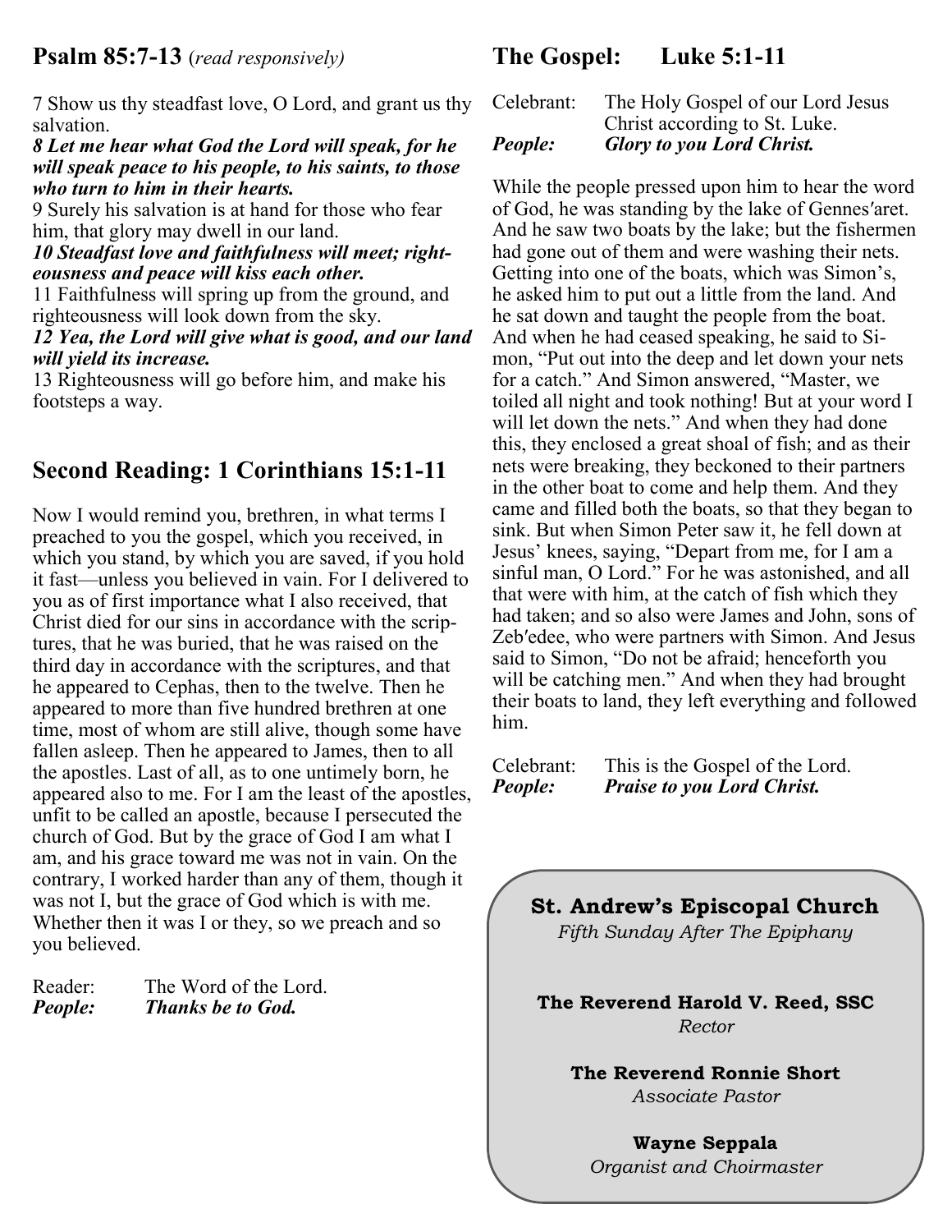## Psalm 85:7-13 (*read responsively*)

7 Show us thy steadfast love, O Lord, and grant us thy salvation.

***8 Let me hear what God the Lord will speak, for he will speak peace to his people, to his saints, to those who turn to him in their hearts.***

9 Surely his salvation is at hand for those who fear him, that glory may dwell in our land.

***10 Steadfast love and faithfulness will meet; righteousness and peace will kiss each other.***

11 Faithfulness will spring up from the ground, and righteousness will look down from the sky.

***12 Yea, the Lord will give what is good, and our land will yield its increase.***

13 Righteousness will go before him, and make his footsteps a way.

## Second Reading: 1 Corinthians 15:1-11

Now I would remind you, brethren, in what terms I preached to you the gospel, which you received, in which you stand, by which you are saved, if you hold it fast—unless you believed in vain. For I delivered to you as of first importance what I also received, that Christ died for our sins in accordance with the scriptures, that he was buried, that he was raised on the third day in accordance with the scriptures, and that he appeared to Cephas, then to the twelve. Then he appeared to more than five hundred brethren at one time, most of whom are still alive, though some have fallen asleep. Then he appeared to James, then to all the apostles. Last of all, as to one untimely born, he appeared also to me. For I am the least of the apostles, unfit to be called an apostle, because I persecuted the church of God. But by the grace of God I am what I am, and his grace toward me was not in vain. On the contrary, I worked harder than any of them, though it was not I, but the grace of God which is with me. Whether then it was I or they, so we preach and so you believed.

Reader: The Word of the Lord.
***People: Thanks be to God.***

## The Gospel: Luke 5:1-11

Celebrant: The Holy Gospel of our Lord Jesus Christ according to St. Luke.
***People: Glory to you Lord Christ.***

While the people pressed upon him to hear the word of God, he was standing by the lake of Gennes′aret. And he saw two boats by the lake; but the fishermen had gone out of them and were washing their nets. Getting into one of the boats, which was Simon's, he asked him to put out a little from the land. And he sat down and taught the people from the boat. And when he had ceased speaking, he said to Simon, "Put out into the deep and let down your nets for a catch." And Simon answered, "Master, we toiled all night and took nothing! But at your word I will let down the nets." And when they had done this, they enclosed a great shoal of fish; and as their nets were breaking, they beckoned to their partners in the other boat to come and help them. And they came and filled both the boats, so that they began to sink. But when Simon Peter saw it, he fell down at Jesus' knees, saying, "Depart from me, for I am a sinful man, O Lord." For he was astonished, and all that were with him, at the catch of fish which they had taken; and so also were James and John, sons of Zeb′edee, who were partners with Simon. And Jesus said to Simon, "Do not be afraid; henceforth you will be catching men." And when they had brought their boats to land, they left everything and followed him.

Celebrant: This is the Gospel of the Lord.
***People: Praise to you Lord Christ.***

**St. Andrew's Episcopal Church**
*Fifth Sunday After The Epiphany*

**The Reverend Harold V. Reed, SSC**
*Rector*

**The Reverend Ronnie Short**
*Associate Pastor*

**Wayne Seppala**
*Organist and Choirmaster*